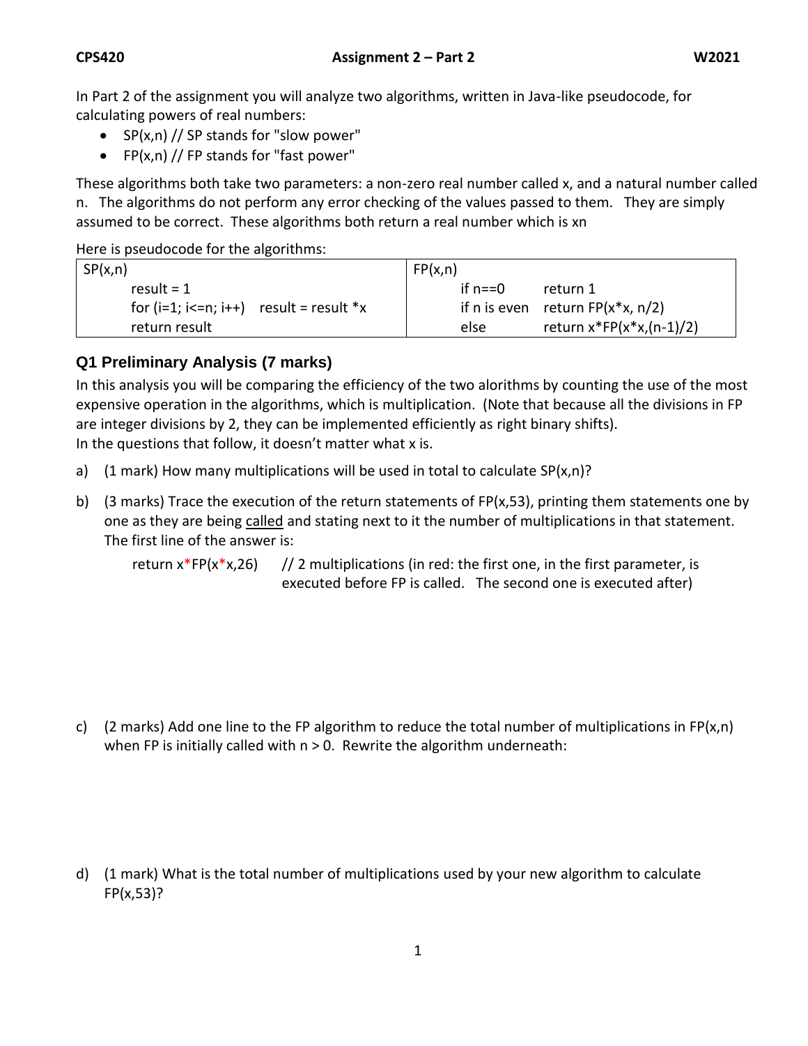**CPS420** **Assignment 2 – Part 2** **W2021**

In Part 2 of the assignment you will analyze two algorithms, written in Java-like pseudocode, for calculating powers of real numbers:

- SP(x,n) // SP stands for "slow power"
- FP(x,n) // FP stands for "fast power"

These algorithms both take two parameters: a non-zero real number called x, and a natural number called n. The algorithms do not perform any error checking of the values passed to them. They are simply assumed to be correct. These algorithms both return a real number which is xn

Here is pseudocode for the algorithms:

| SP(x,n) | FP(x,n) |
|---|---|
| result = 1<br>for (i=1; i<=n; i++) result = result *x<br>return result | if n==0 return 1<br>if n is even return FP(x*x, n/2)<br>else return x*FP(x*x,(n-1)/2) |

## Q1 Preliminary Analysis (7 marks)

In this analysis you will be comparing the efficiency of the two alorithms by counting the use of the most expensive operation in the algorithms, which is multiplication. (Note that because all the divisions in FP are integer divisions by 2, they can be implemented efficiently as right binary shifts).
In the questions that follow, it doesn't matter what x is.

a) (1 mark) How many multiplications will be used in total to calculate SP(x,n)?

b) (3 marks) Trace the execution of the return statements of FP(x,53), printing them statements one by one as they are being called and stating next to it the number of multiplications in that statement. The first line of the answer is:

   return x*FP(x*x,26) // 2 multiplications (in red: the first one, in the first parameter, is executed before FP is called. The second one is executed after)

c) (2 marks) Add one line to the FP algorithm to reduce the total number of multiplications in FP(x,n) when FP is initially called with n > 0. Rewrite the algorithm underneath:

d) (1 mark) What is the total number of multiplications used by your new algorithm to calculate FP(x,53)?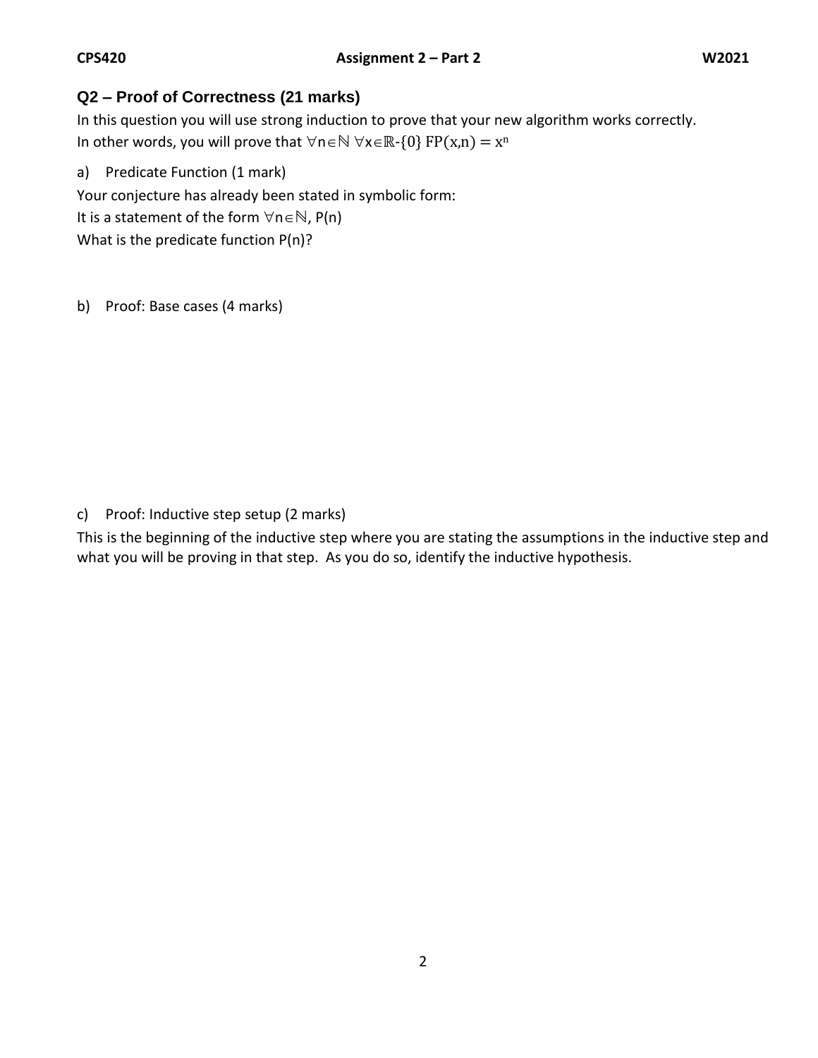## Q2 – Proof of Correctness (21 marks)

In this question you will use strong induction to prove that your new algorithm works correctly. In other words, you will prove that $\forall n \in \mathbb{N}\ \forall x \in \mathbb{R}\text{-}\{0\}\ \mathrm{FP}(x,n) = x^n$

a) Predicate Function (1 mark)

Your conjecture has already been stated in symbolic form:

It is a statement of the form $\forall n \in \mathbb{N}$, P(n)

What is the predicate function P(n)?

b) Proof: Base cases (4 marks)

c) Proof: Inductive step setup (2 marks)

This is the beginning of the inductive step where you are stating the assumptions in the inductive step and what you will be proving in that step. As you do so, identify the inductive hypothesis.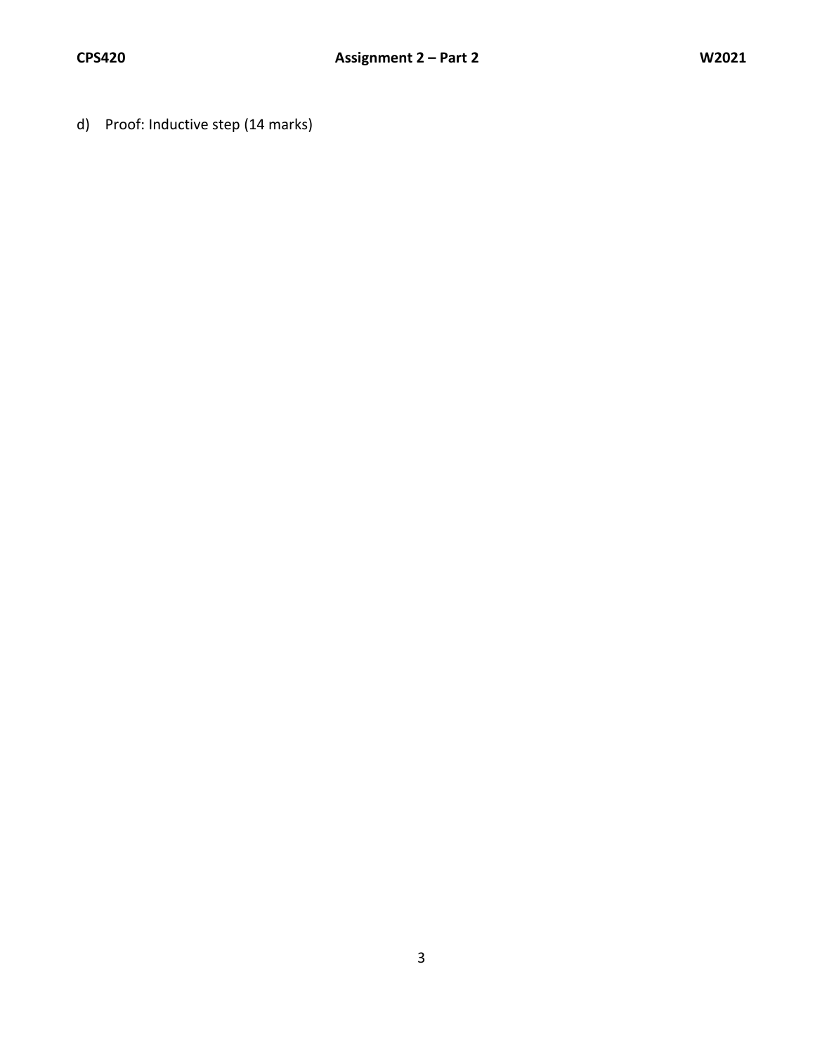d) Proof: Inductive step (14 marks)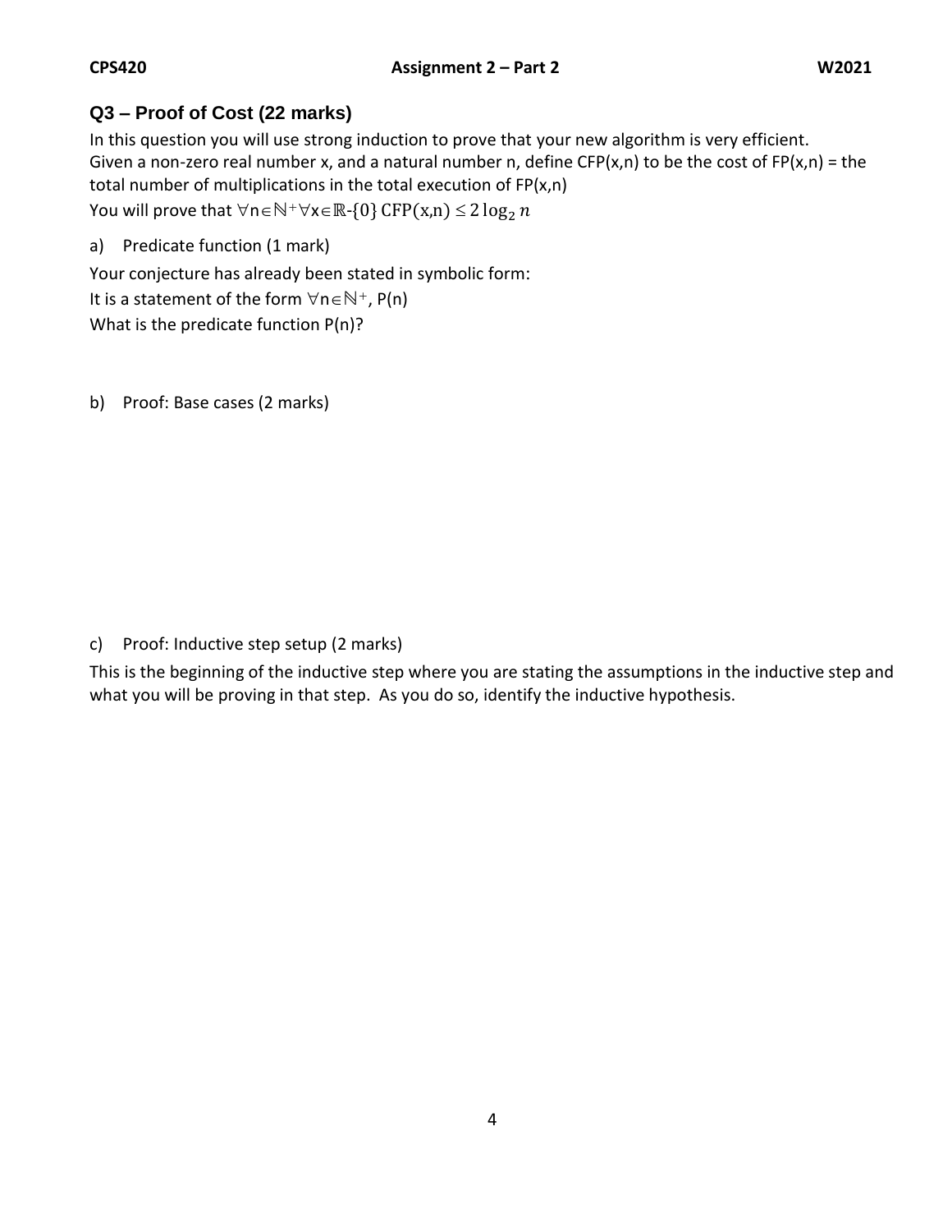## Q3 – Proof of Cost (22 marks)

In this question you will use strong induction to prove that your new algorithm is very efficient.
Given a non-zero real number x, and a natural number n, define CFP(x,n) to be the cost of FP(x,n) = the total number of multiplications in the total execution of FP(x,n)
You will prove that $\forall n \in \mathbb{N}^+ \forall x \in \mathbb{R}\text{-}\{0\}\ \text{CFP}(x,n) \leq 2\log_2 n$

a) Predicate function (1 mark)

Your conjecture has already been stated in symbolic form:
It is a statement of the form $\forall n \in \mathbb{N}^+$, P(n)
What is the predicate function P(n)?

b) Proof: Base cases (2 marks)

c) Proof: Inductive step setup (2 marks)

This is the beginning of the inductive step where you are stating the assumptions in the inductive step and what you will be proving in that step. As you do so, identify the inductive hypothesis.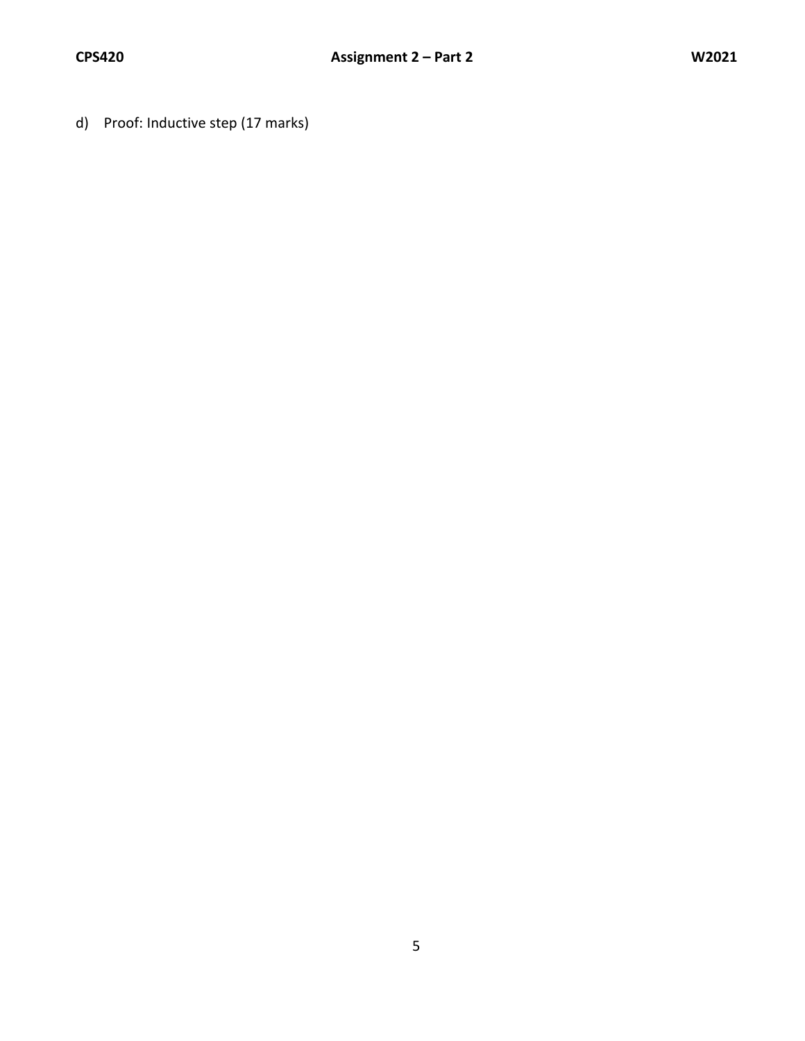d) Proof: Inductive step (17 marks)